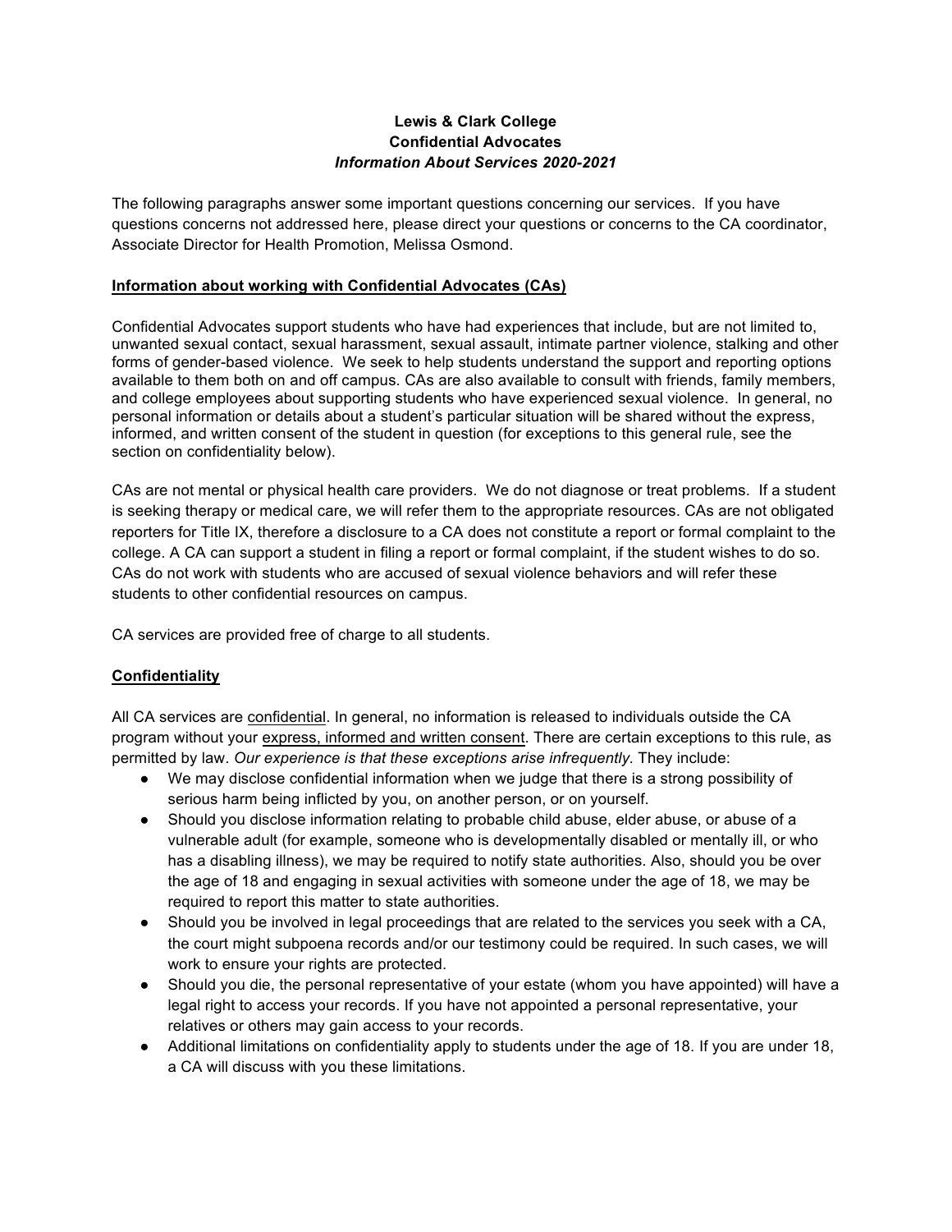**Lewis & Clark College**
**Confidential Advocates**
***Information About Services 2020-2021***

The following paragraphs answer some important questions concerning our services. If you have questions concerns not addressed here, please direct your questions or concerns to the CA coordinator, Associate Director for Health Promotion, Melissa Osmond.

## Information about working with Confidential Advocates (CAs)

Confidential Advocates support students who have had experiences that include, but are not limited to, unwanted sexual contact, sexual harassment, sexual assault, intimate partner violence, stalking and other forms of gender-based violence. We seek to help students understand the support and reporting options available to them both on and off campus. CAs are also available to consult with friends, family members, and college employees about supporting students who have experienced sexual violence. In general, no personal information or details about a student's particular situation will be shared without the express, informed, and written consent of the student in question (for exceptions to this general rule, see the section on confidentiality below).

CAs are not mental or physical health care providers. We do not diagnose or treat problems. If a student is seeking therapy or medical care, we will refer them to the appropriate resources. CAs are not obligated reporters for Title IX, therefore a disclosure to a CA does not constitute a report or formal complaint to the college. A CA can support a student in filing a report or formal complaint, if the student wishes to do so. CAs do not work with students who are accused of sexual violence behaviors and will refer these students to other confidential resources on campus.

CA services are provided free of charge to all students.

## Confidentiality

All CA services are confidential. In general, no information is released to individuals outside the CA program without your express, informed and written consent. There are certain exceptions to this rule, as permitted by law. *Our experience is that these exceptions arise infrequently.* They include:

- We may disclose confidential information when we judge that there is a strong possibility of serious harm being inflicted by you, on another person, or on yourself.
- Should you disclose information relating to probable child abuse, elder abuse, or abuse of a vulnerable adult (for example, someone who is developmentally disabled or mentally ill, or who has a disabling illness), we may be required to notify state authorities. Also, should you be over the age of 18 and engaging in sexual activities with someone under the age of 18, we may be required to report this matter to state authorities.
- Should you be involved in legal proceedings that are related to the services you seek with a CA, the court might subpoena records and/or our testimony could be required. In such cases, we will work to ensure your rights are protected.
- Should you die, the personal representative of your estate (whom you have appointed) will have a legal right to access your records. If you have not appointed a personal representative, your relatives or others may gain access to your records.
- Additional limitations on confidentiality apply to students under the age of 18. If you are under 18, a CA will discuss with you these limitations.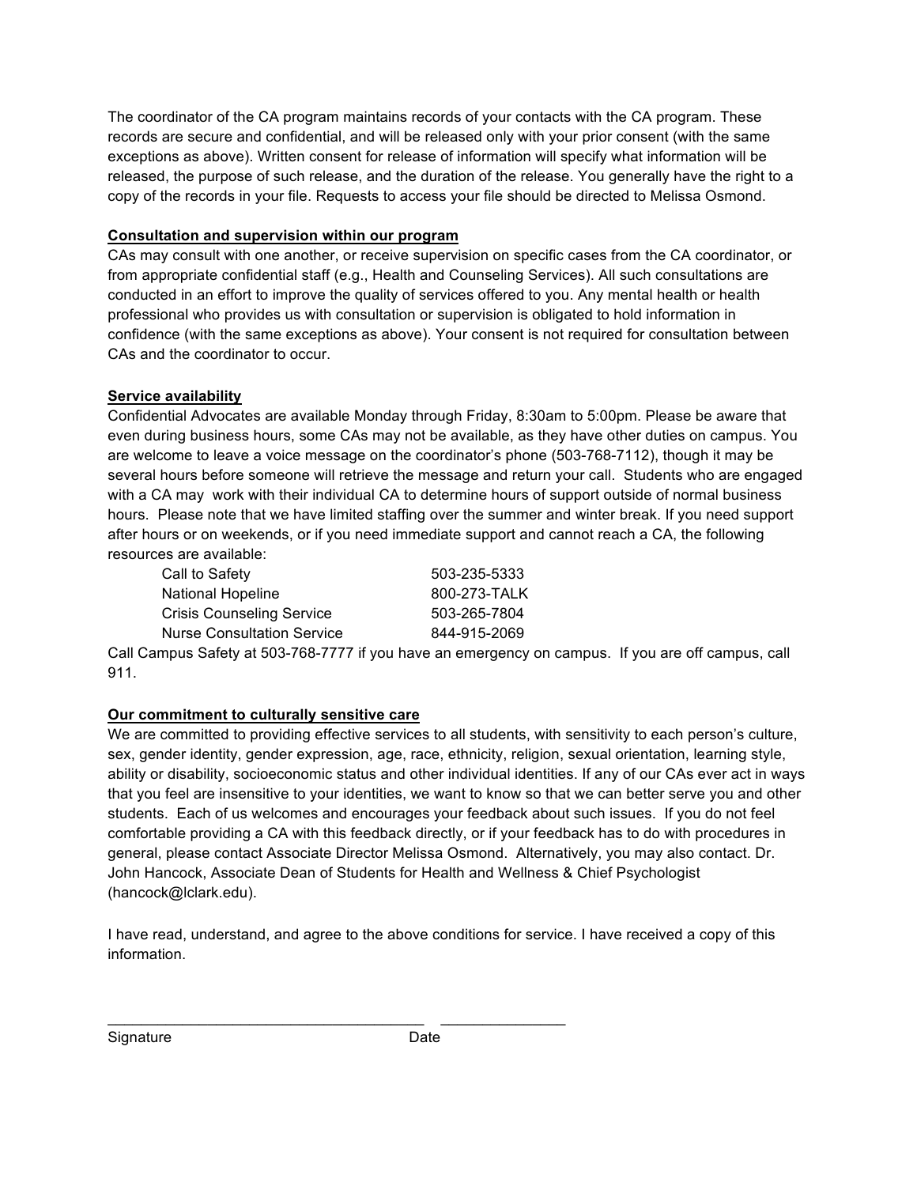The coordinator of the CA program maintains records of your contacts with the CA program. These records are secure and confidential, and will be released only with your prior consent (with the same exceptions as above). Written consent for release of information will specify what information will be released, the purpose of such release, and the duration of the release. You generally have the right to a copy of the records in your file. Requests to access your file should be directed to Melissa Osmond.

**Consultation and supervision within our program**

CAs may consult with one another, or receive supervision on specific cases from the CA coordinator, or from appropriate confidential staff (e.g., Health and Counseling Services). All such consultations are conducted in an effort to improve the quality of services offered to you. Any mental health or health professional who provides us with consultation or supervision is obligated to hold information in confidence (with the same exceptions as above). Your consent is not required for consultation between CAs and the coordinator to occur.

**Service availability**

Confidential Advocates are available Monday through Friday, 8:30am to 5:00pm. Please be aware that even during business hours, some CAs may not be available, as they have other duties on campus. You are welcome to leave a voice message on the coordinator's phone (503-768-7112), though it may be several hours before someone will retrieve the message and return your call. Students who are engaged with a CA may work with their individual CA to determine hours of support outside of normal business hours. Please note that we have limited staffing over the summer and winter break. If you need support after hours or on weekends, or if you need immediate support and cannot reach a CA, the following resources are available:

| | |
|---|---|
| Call to Safety | 503-235-5333 |
| National Hopeline | 800-273-TALK |
| Crisis Counseling Service | 503-265-7804 |
| Nurse Consultation Service | 844-915-2069 |

Call Campus Safety at 503-768-7777 if you have an emergency on campus. If you are off campus, call 911.

**Our commitment to culturally sensitive care**

We are committed to providing effective services to all students, with sensitivity to each person's culture, sex, gender identity, gender expression, age, race, ethnicity, religion, sexual orientation, learning style, ability or disability, socioeconomic status and other individual identities. If any of our CAs ever act in ways that you feel are insensitive to your identities, we want to know so that we can better serve you and other students. Each of us welcomes and encourages your feedback about such issues. If you do not feel comfortable providing a CA with this feedback directly, or if your feedback has to do with procedures in general, please contact Associate Director Melissa Osmond. Alternatively, you may also contact. Dr. John Hancock, Associate Dean of Students for Health and Wellness & Chief Psychologist (hancock@lclark.edu).

I have read, understand, and agree to the above conditions for service. I have received a copy of this information.

_______________________________________ _______________

Signature Date